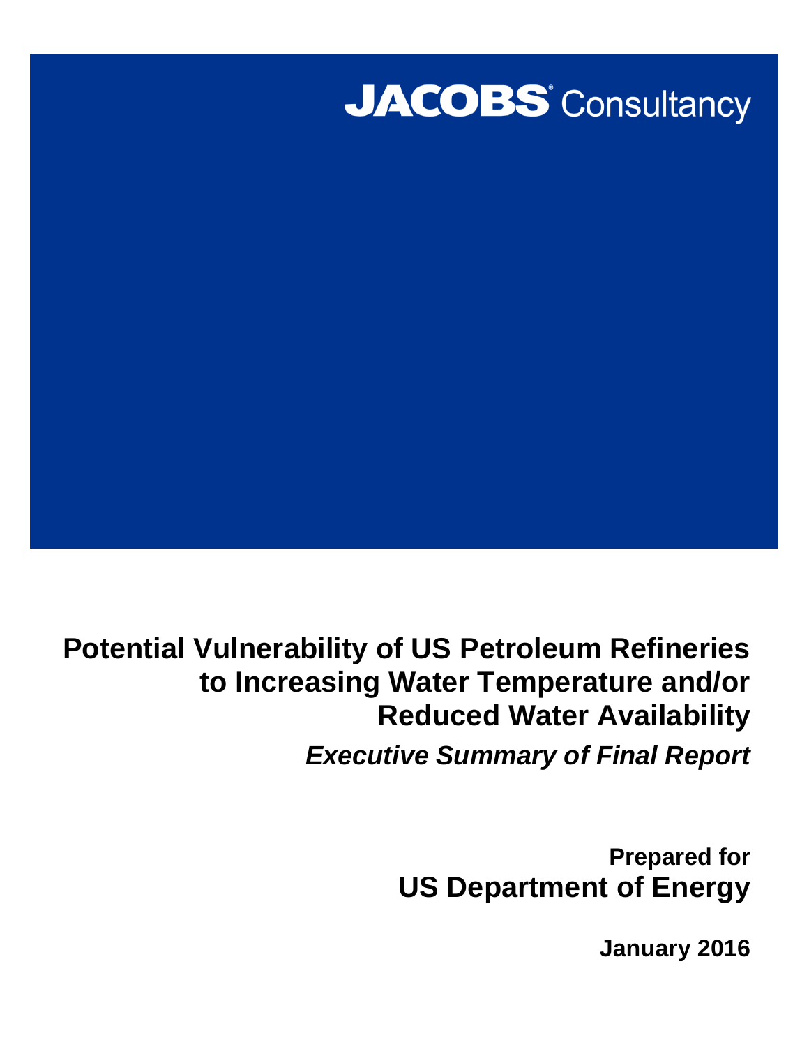**JACOBS® Consultancy**

# Potential Vulnerability of US Petroleum Refineries to Increasing Water Temperature and/or Reduced Water Availability

***Executive Summary of Final Report***

**Prepared for**

**US Department of Energy**

**January 2016**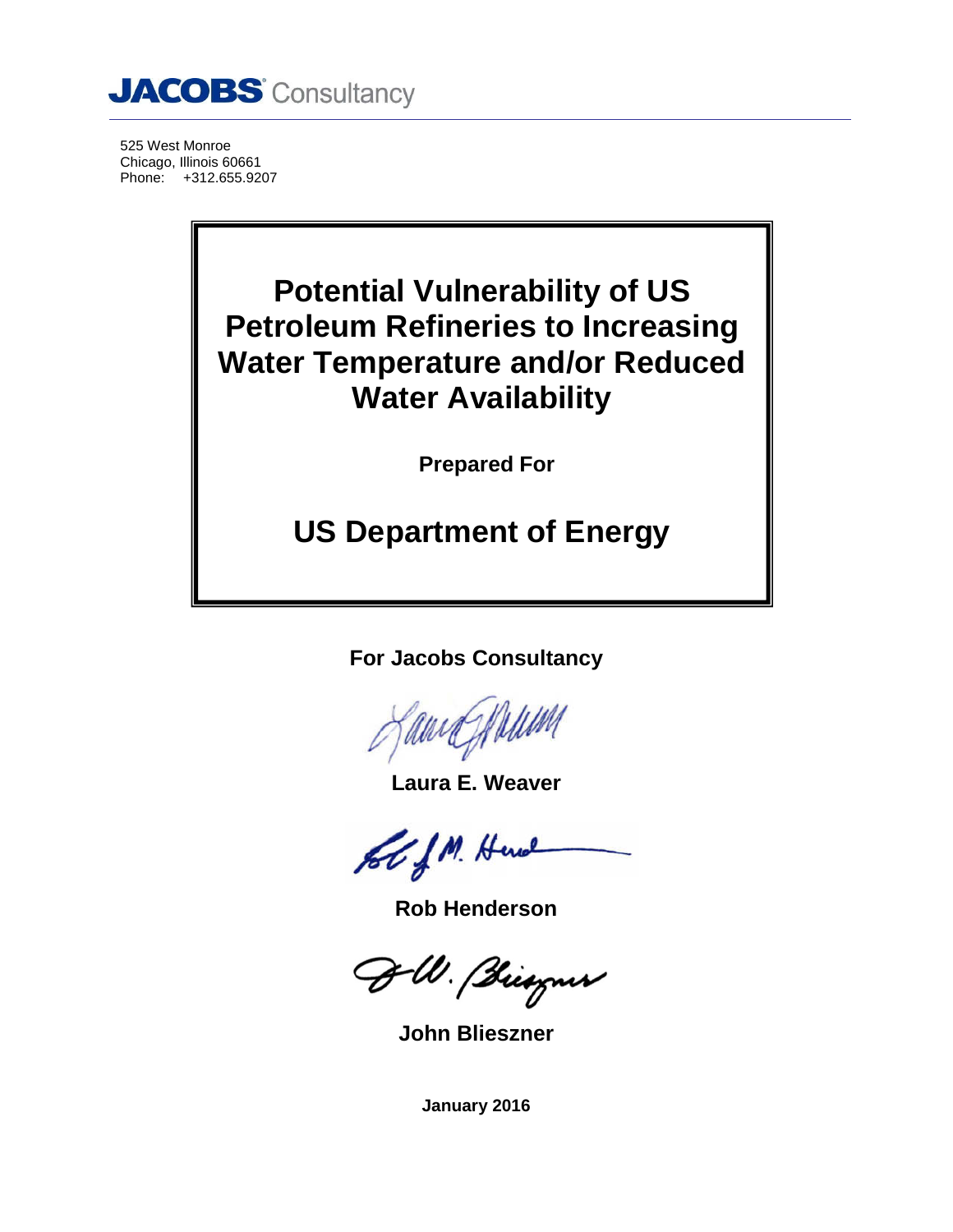**JACOBS** Consultancy

525 West Monroe
Chicago, Illinois 60661
Phone: +312.655.9207

# Potential Vulnerability of US Petroleum Refineries to Increasing Water Temperature and/or Reduced Water Availability

**Prepared For**

## US Department of Energy

**For Jacobs Consultancy**

**Laura E. Weaver**

**Rob Henderson**

**John Blieszner**

**January 2016**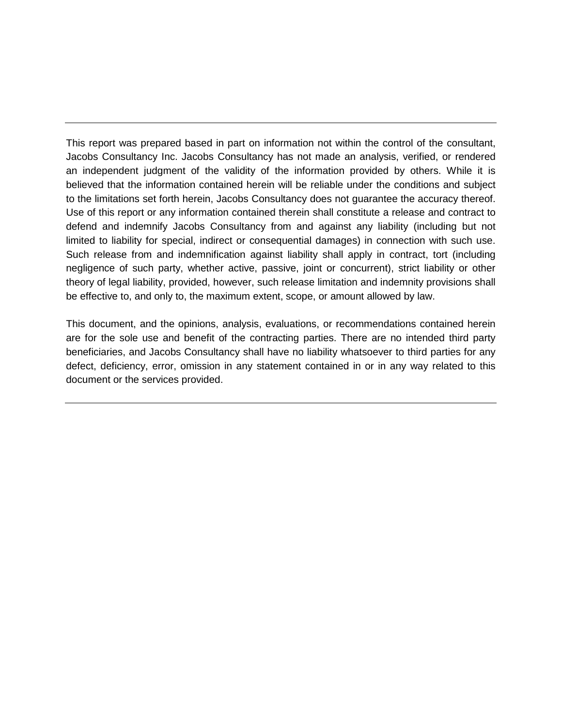---

This report was prepared based in part on information not within the control of the consultant, Jacobs Consultancy Inc. Jacobs Consultancy has not made an analysis, verified, or rendered an independent judgment of the validity of the information provided by others. While it is believed that the information contained herein will be reliable under the conditions and subject to the limitations set forth herein, Jacobs Consultancy does not guarantee the accuracy thereof. Use of this report or any information contained therein shall constitute a release and contract to defend and indemnify Jacobs Consultancy from and against any liability (including but not limited to liability for special, indirect or consequential damages) in connection with such use. Such release from and indemnification against liability shall apply in contract, tort (including negligence of such party, whether active, passive, joint or concurrent), strict liability or other theory of legal liability, provided, however, such release limitation and indemnity provisions shall be effective to, and only to, the maximum extent, scope, or amount allowed by law.

This document, and the opinions, analysis, evaluations, or recommendations contained herein are for the sole use and benefit of the contracting parties. There are no intended third party beneficiaries, and Jacobs Consultancy shall have no liability whatsoever to third parties for any defect, deficiency, error, omission in any statement contained in or in any way related to this document or the services provided.

---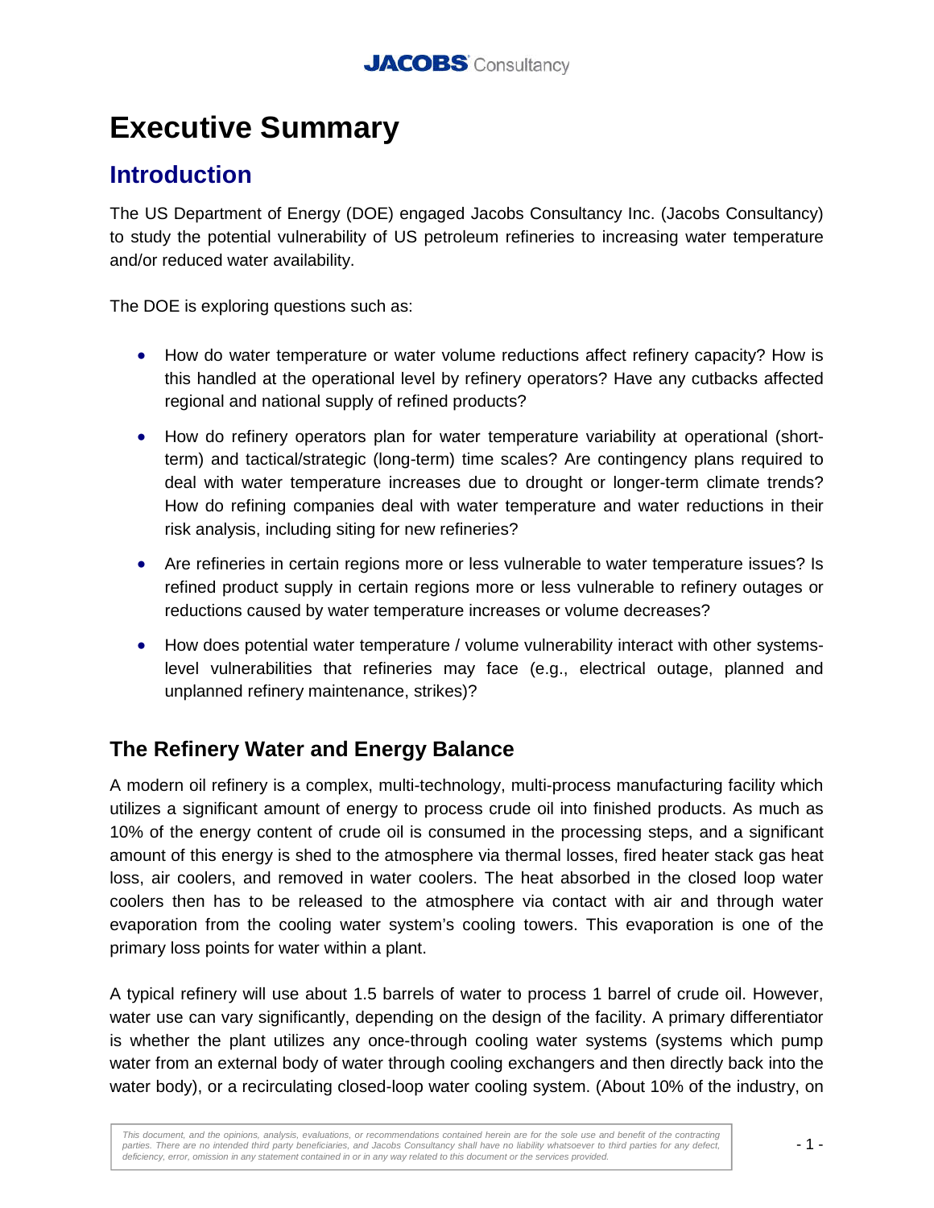# Executive Summary

## Introduction

The US Department of Energy (DOE) engaged Jacobs Consultancy Inc. (Jacobs Consultancy) to study the potential vulnerability of US petroleum refineries to increasing water temperature and/or reduced water availability.

The DOE is exploring questions such as:

- How do water temperature or water volume reductions affect refinery capacity? How is this handled at the operational level by refinery operators? Have any cutbacks affected regional and national supply of refined products?
- How do refinery operators plan for water temperature variability at operational (short-term) and tactical/strategic (long-term) time scales? Are contingency plans required to deal with water temperature increases due to drought or longer-term climate trends? How do refining companies deal with water temperature and water reductions in their risk analysis, including siting for new refineries?
- Are refineries in certain regions more or less vulnerable to water temperature issues? Is refined product supply in certain regions more or less vulnerable to refinery outages or reductions caused by water temperature increases or volume decreases?
- How does potential water temperature / volume vulnerability interact with other systems-level vulnerabilities that refineries may face (e.g., electrical outage, planned and unplanned refinery maintenance, strikes)?

### The Refinery Water and Energy Balance

A modern oil refinery is a complex, multi-technology, multi-process manufacturing facility which utilizes a significant amount of energy to process crude oil into finished products. As much as 10% of the energy content of crude oil is consumed in the processing steps, and a significant amount of this energy is shed to the atmosphere via thermal losses, fired heater stack gas heat loss, air coolers, and removed in water coolers. The heat absorbed in the closed loop water coolers then has to be released to the atmosphere via contact with air and through water evaporation from the cooling water system's cooling towers. This evaporation is one of the primary loss points for water within a plant.

A typical refinery will use about 1.5 barrels of water to process 1 barrel of crude oil. However, water use can vary significantly, depending on the design of the facility. A primary differentiator is whether the plant utilizes any once-through cooling water systems (systems which pump water from an external body of water through cooling exchangers and then directly back into the water body), or a recirculating closed-loop water cooling system. (About 10% of the industry, on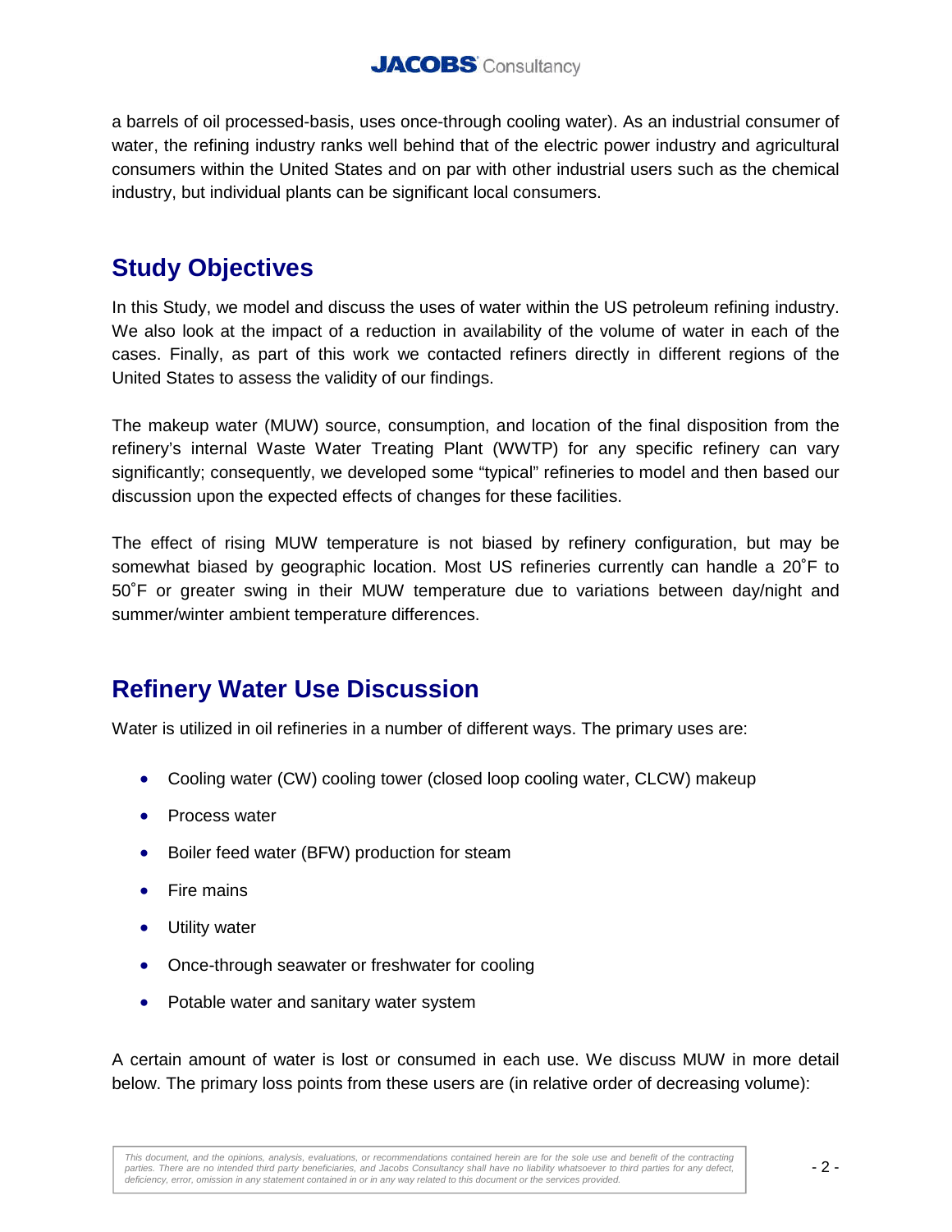a barrels of oil processed-basis, uses once-through cooling water). As an industrial consumer of water, the refining industry ranks well behind that of the electric power industry and agricultural consumers within the United States and on par with other industrial users such as the chemical industry, but individual plants can be significant local consumers.

## Study Objectives

In this Study, we model and discuss the uses of water within the US petroleum refining industry. We also look at the impact of a reduction in availability of the volume of water in each of the cases. Finally, as part of this work we contacted refiners directly in different regions of the United States to assess the validity of our findings.

The makeup water (MUW) source, consumption, and location of the final disposition from the refinery's internal Waste Water Treating Plant (WWTP) for any specific refinery can vary significantly; consequently, we developed some "typical" refineries to model and then based our discussion upon the expected effects of changes for these facilities.

The effect of rising MUW temperature is not biased by refinery configuration, but may be somewhat biased by geographic location. Most US refineries currently can handle a 20˚F to 50˚F or greater swing in their MUW temperature due to variations between day/night and summer/winter ambient temperature differences.

## Refinery Water Use Discussion

Water is utilized in oil refineries in a number of different ways. The primary uses are:

- Cooling water (CW) cooling tower (closed loop cooling water, CLCW) makeup
- Process water
- Boiler feed water (BFW) production for steam
- Fire mains
- Utility water
- Once-through seawater or freshwater for cooling
- Potable water and sanitary water system

A certain amount of water is lost or consumed in each use. We discuss MUW in more detail below. The primary loss points from these users are (in relative order of decreasing volume):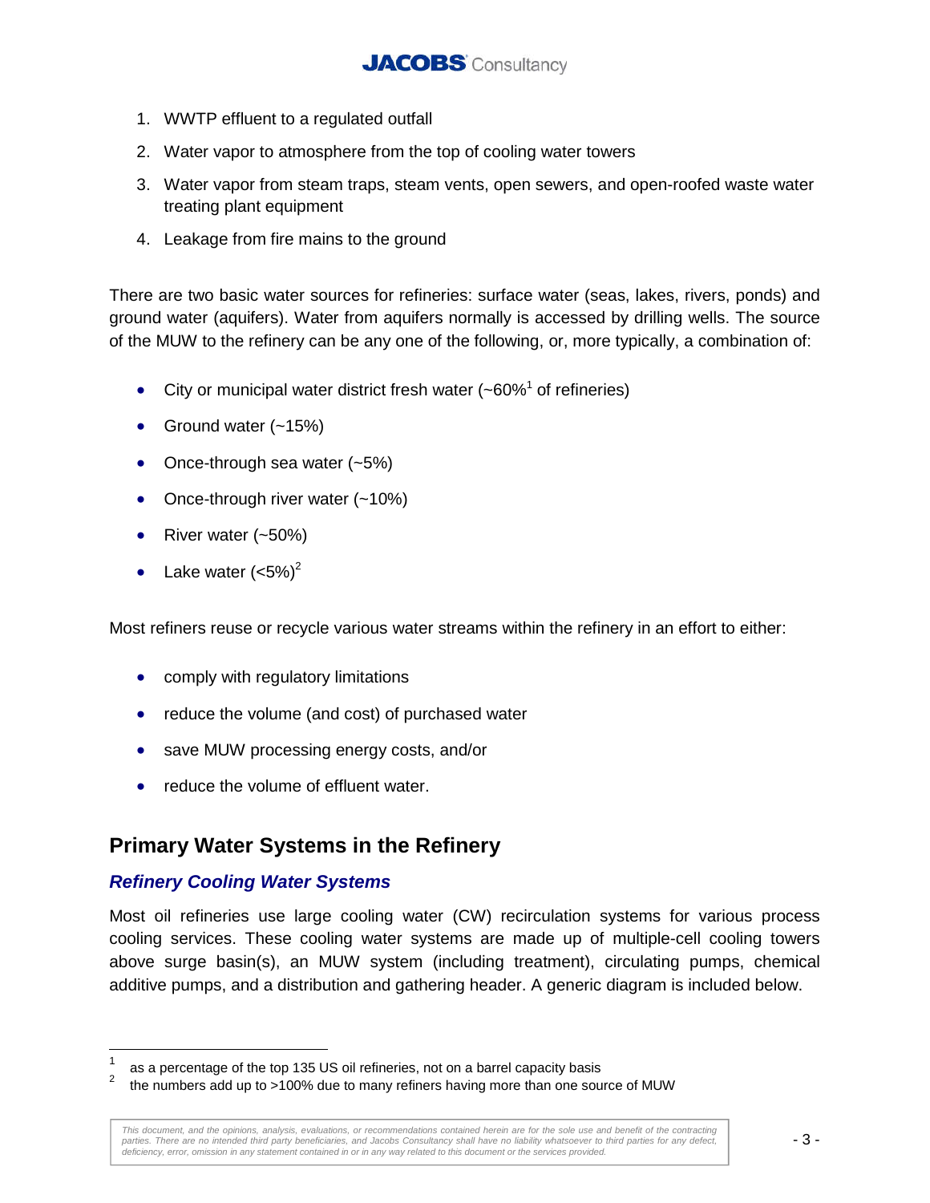1. WWTP effluent to a regulated outfall
2. Water vapor to atmosphere from the top of cooling water towers
3. Water vapor from steam traps, steam vents, open sewers, and open-roofed waste water treating plant equipment
4. Leakage from fire mains to the ground

There are two basic water sources for refineries: surface water (seas, lakes, rivers, ponds) and ground water (aquifers). Water from aquifers normally is accessed by drilling wells. The source of the MUW to the refinery can be any one of the following, or, more typically, a combination of:

- City or municipal water district fresh water (~60%[1] of refineries)
- Ground water (~15%)
- Once-through sea water (~5%)
- Once-through river water (~10%)
- River water (~50%)
- Lake water (<5%)[2]

Most refiners reuse or recycle various water streams within the refinery in an effort to either:

- comply with regulatory limitations
- reduce the volume (and cost) of purchased water
- save MUW processing energy costs, and/or
- reduce the volume of effluent water.

## Primary Water Systems in the Refinery

### *Refinery Cooling Water Systems*

Most oil refineries use large cooling water (CW) recirculation systems for various process cooling services. These cooling water systems are made up of multiple-cell cooling towers above surge basin(s), an MUW system (including treatment), circulating pumps, chemical additive pumps, and a distribution and gathering header. A generic diagram is included below.

[1] as a percentage of the top 135 US oil refineries, not on a barrel capacity basis

[2] the numbers add up to >100% due to many refiners having more than one source of MUW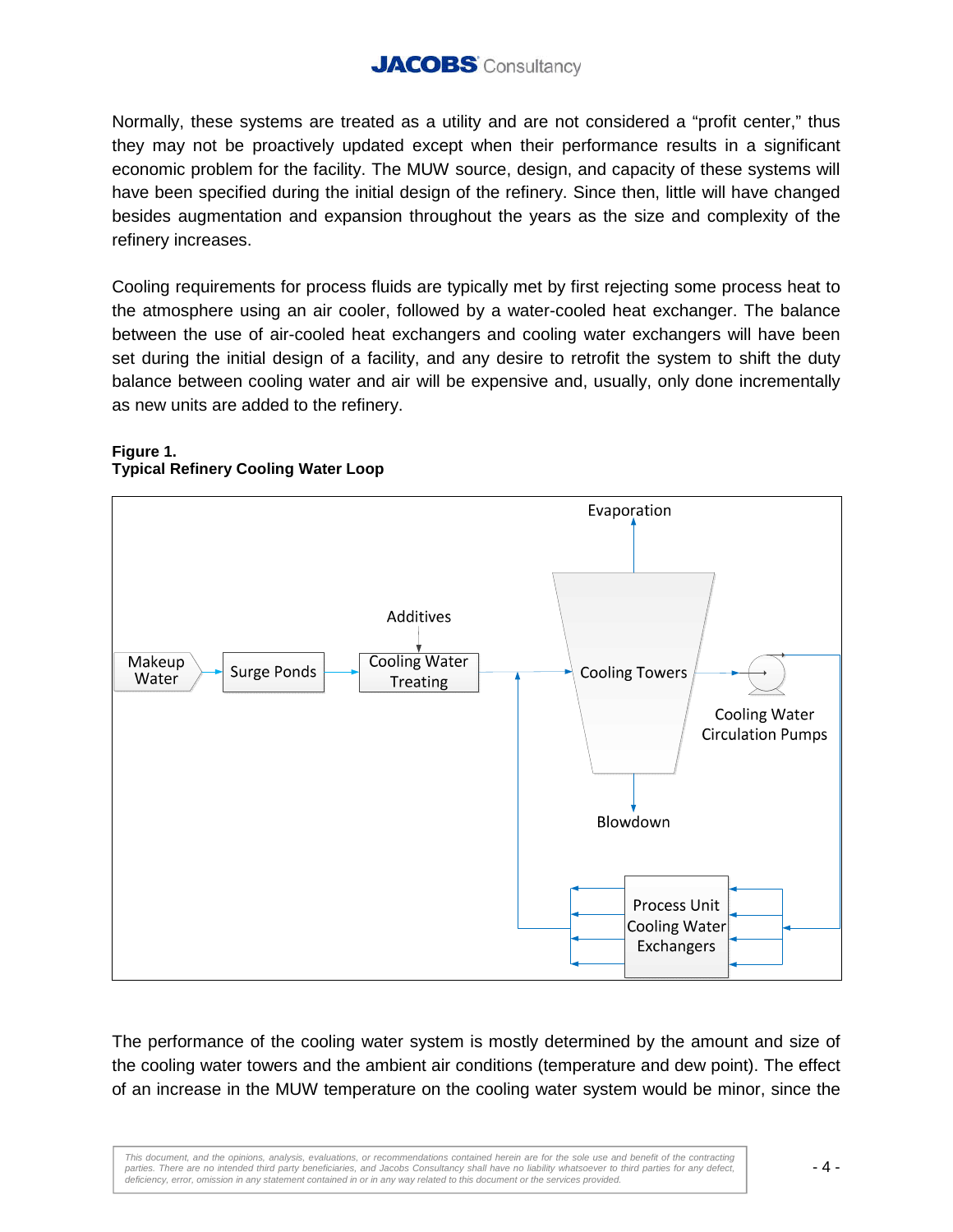Normally, these systems are treated as a utility and are not considered a "profit center," thus they may not be proactively updated except when their performance results in a significant economic problem for the facility. The MUW source, design, and capacity of these systems will have been specified during the initial design of the refinery. Since then, little will have changed besides augmentation and expansion throughout the years as the size and complexity of the refinery increases.

Cooling requirements for process fluids are typically met by first rejecting some process heat to the atmosphere using an air cooler, followed by a water-cooled heat exchanger. The balance between the use of air-cooled heat exchangers and cooling water exchangers will have been set during the initial design of a facility, and any desire to retrofit the system to shift the duty balance between cooling water and air will be expensive and, usually, only done incrementally as new units are added to the refinery.

**Figure 1.**
**Typical Refinery Cooling Water Loop**

Makeup Water → Surge Ponds → Cooling Water Treating (Additives) → Cooling Towers (Evaporation, Blowdown) → Cooling Water Circulation Pumps → Process Unit Cooling Water Exchangers → Cooling Towers

The performance of the cooling water system is mostly determined by the amount and size of the cooling water towers and the ambient air conditions (temperature and dew point). The effect of an increase in the MUW temperature on the cooling water system would be minor, since the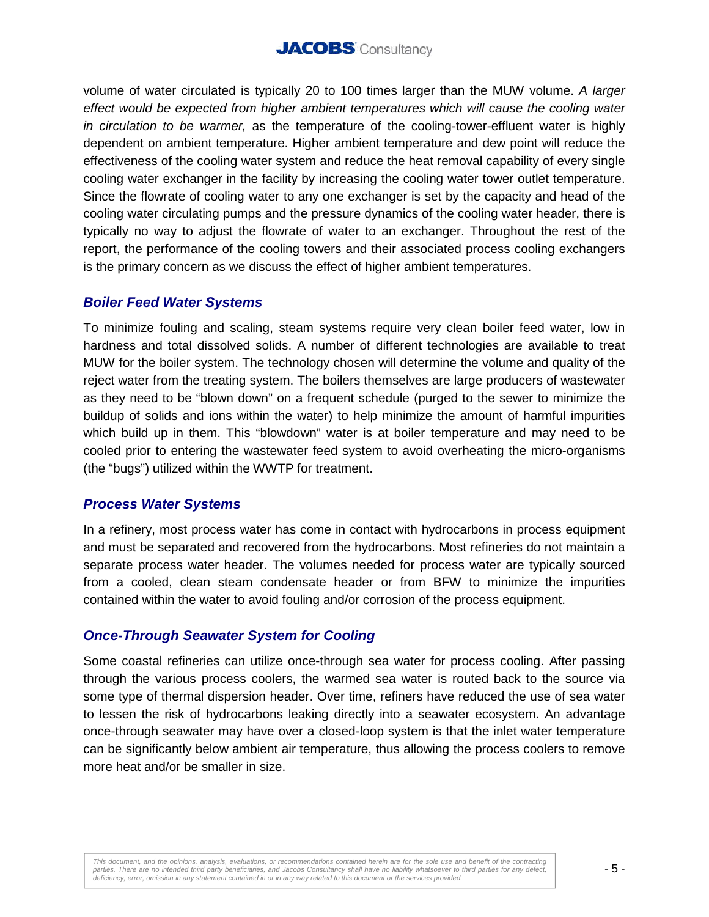volume of water circulated is typically 20 to 100 times larger than the MUW volume. *A larger effect would be expected from higher ambient temperatures which will cause the cooling water in circulation to be warmer,* as the temperature of the cooling-tower-effluent water is highly dependent on ambient temperature. Higher ambient temperature and dew point will reduce the effectiveness of the cooling water system and reduce the heat removal capability of every single cooling water exchanger in the facility by increasing the cooling water tower outlet temperature. Since the flowrate of cooling water to any one exchanger is set by the capacity and head of the cooling water circulating pumps and the pressure dynamics of the cooling water header, there is typically no way to adjust the flowrate of water to an exchanger. Throughout the rest of the report, the performance of the cooling towers and their associated process cooling exchangers is the primary concern as we discuss the effect of higher ambient temperatures.

### *Boiler Feed Water Systems*

To minimize fouling and scaling, steam systems require very clean boiler feed water, low in hardness and total dissolved solids. A number of different technologies are available to treat MUW for the boiler system. The technology chosen will determine the volume and quality of the reject water from the treating system. The boilers themselves are large producers of wastewater as they need to be "blown down" on a frequent schedule (purged to the sewer to minimize the buildup of solids and ions within the water) to help minimize the amount of harmful impurities which build up in them. This "blowdown" water is at boiler temperature and may need to be cooled prior to entering the wastewater feed system to avoid overheating the micro-organisms (the "bugs") utilized within the WWTP for treatment.

### *Process Water Systems*

In a refinery, most process water has come in contact with hydrocarbons in process equipment and must be separated and recovered from the hydrocarbons. Most refineries do not maintain a separate process water header. The volumes needed for process water are typically sourced from a cooled, clean steam condensate header or from BFW to minimize the impurities contained within the water to avoid fouling and/or corrosion of the process equipment.

### *Once-Through Seawater System for Cooling*

Some coastal refineries can utilize once-through sea water for process cooling. After passing through the various process coolers, the warmed sea water is routed back to the source via some type of thermal dispersion header. Over time, refiners have reduced the use of sea water to lessen the risk of hydrocarbons leaking directly into a seawater ecosystem. An advantage once-through seawater may have over a closed-loop system is that the inlet water temperature can be significantly below ambient air temperature, thus allowing the process coolers to remove more heat and/or be smaller in size.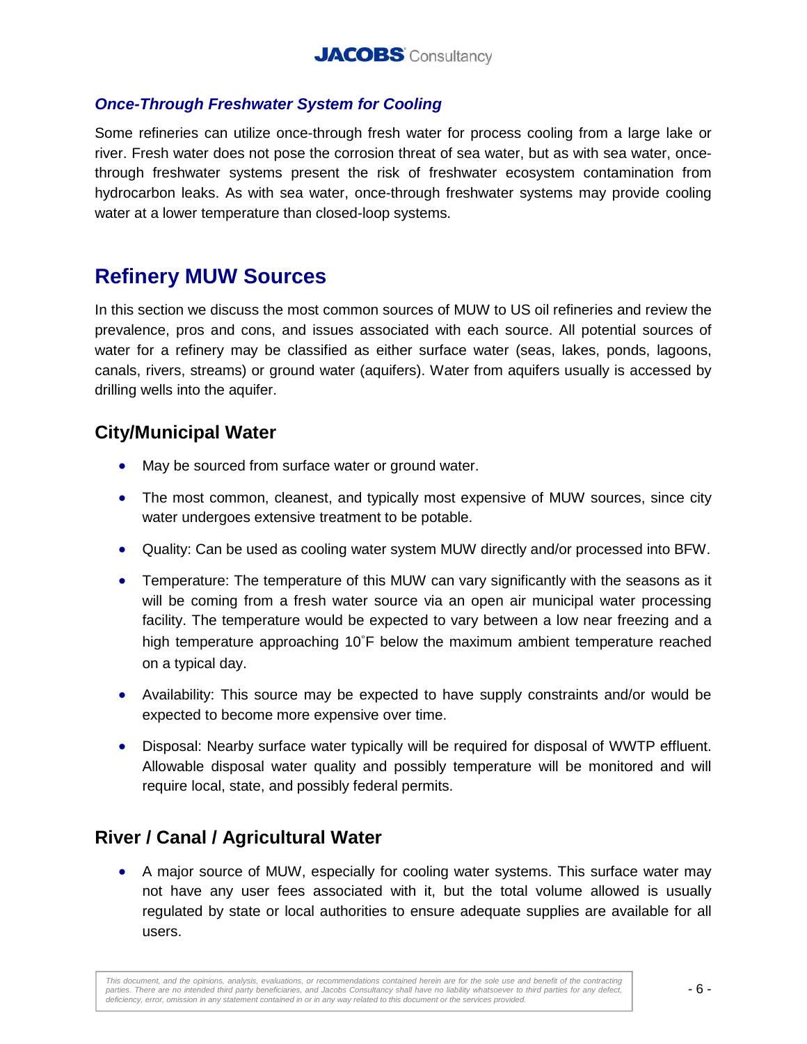### *Once-Through Freshwater System for Cooling*

Some refineries can utilize once-through fresh water for process cooling from a large lake or river. Fresh water does not pose the corrosion threat of sea water, but as with sea water, once-through freshwater systems present the risk of freshwater ecosystem contamination from hydrocarbon leaks. As with sea water, once-through freshwater systems may provide cooling water at a lower temperature than closed-loop systems.

# Refinery MUW Sources

In this section we discuss the most common sources of MUW to US oil refineries and review the prevalence, pros and cons, and issues associated with each source. All potential sources of water for a refinery may be classified as either surface water (seas, lakes, ponds, lagoons, canals, rivers, streams) or ground water (aquifers). Water from aquifers usually is accessed by drilling wells into the aquifer.

## City/Municipal Water

- May be sourced from surface water or ground water.
- The most common, cleanest, and typically most expensive of MUW sources, since city water undergoes extensive treatment to be potable.
- Quality: Can be used as cooling water system MUW directly and/or processed into BFW.
- Temperature: The temperature of this MUW can vary significantly with the seasons as it will be coming from a fresh water source via an open air municipal water processing facility. The temperature would be expected to vary between a low near freezing and a high temperature approaching 10˚F below the maximum ambient temperature reached on a typical day.
- Availability: This source may be expected to have supply constraints and/or would be expected to become more expensive over time.
- Disposal: Nearby surface water typically will be required for disposal of WWTP effluent. Allowable disposal water quality and possibly temperature will be monitored and will require local, state, and possibly federal permits.

## River / Canal / Agricultural Water

- A major source of MUW, especially for cooling water systems. This surface water may not have any user fees associated with it, but the total volume allowed is usually regulated by state or local authorities to ensure adequate supplies are available for all users.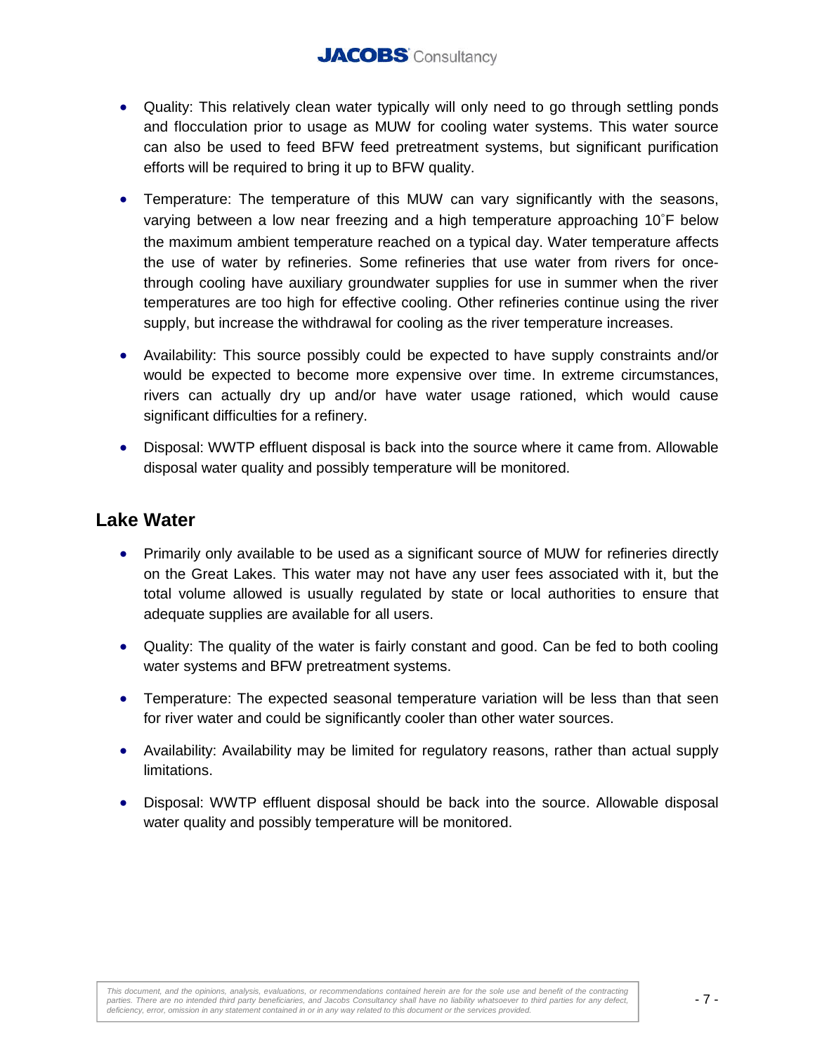- Quality: This relatively clean water typically will only need to go through settling ponds and flocculation prior to usage as MUW for cooling water systems. This water source can also be used to feed BFW feed pretreatment systems, but significant purification efforts will be required to bring it up to BFW quality.

- Temperature: The temperature of this MUW can vary significantly with the seasons, varying between a low near freezing and a high temperature approaching 10˚F below the maximum ambient temperature reached on a typical day. Water temperature affects the use of water by refineries. Some refineries that use water from rivers for once-through cooling have auxiliary groundwater supplies for use in summer when the river temperatures are too high for effective cooling. Other refineries continue using the river supply, but increase the withdrawal for cooling as the river temperature increases.

- Availability: This source possibly could be expected to have supply constraints and/or would be expected to become more expensive over time. In extreme circumstances, rivers can actually dry up and/or have water usage rationed, which would cause significant difficulties for a refinery.

- Disposal: WWTP effluent disposal is back into the source where it came from. Allowable disposal water quality and possibly temperature will be monitored.

## Lake Water

- Primarily only available to be used as a significant source of MUW for refineries directly on the Great Lakes. This water may not have any user fees associated with it, but the total volume allowed is usually regulated by state or local authorities to ensure that adequate supplies are available for all users.

- Quality: The quality of the water is fairly constant and good. Can be fed to both cooling water systems and BFW pretreatment systems.

- Temperature: The expected seasonal temperature variation will be less than that seen for river water and could be significantly cooler than other water sources.

- Availability: Availability may be limited for regulatory reasons, rather than actual supply limitations.

- Disposal: WWTP effluent disposal should be back into the source. Allowable disposal water quality and possibly temperature will be monitored.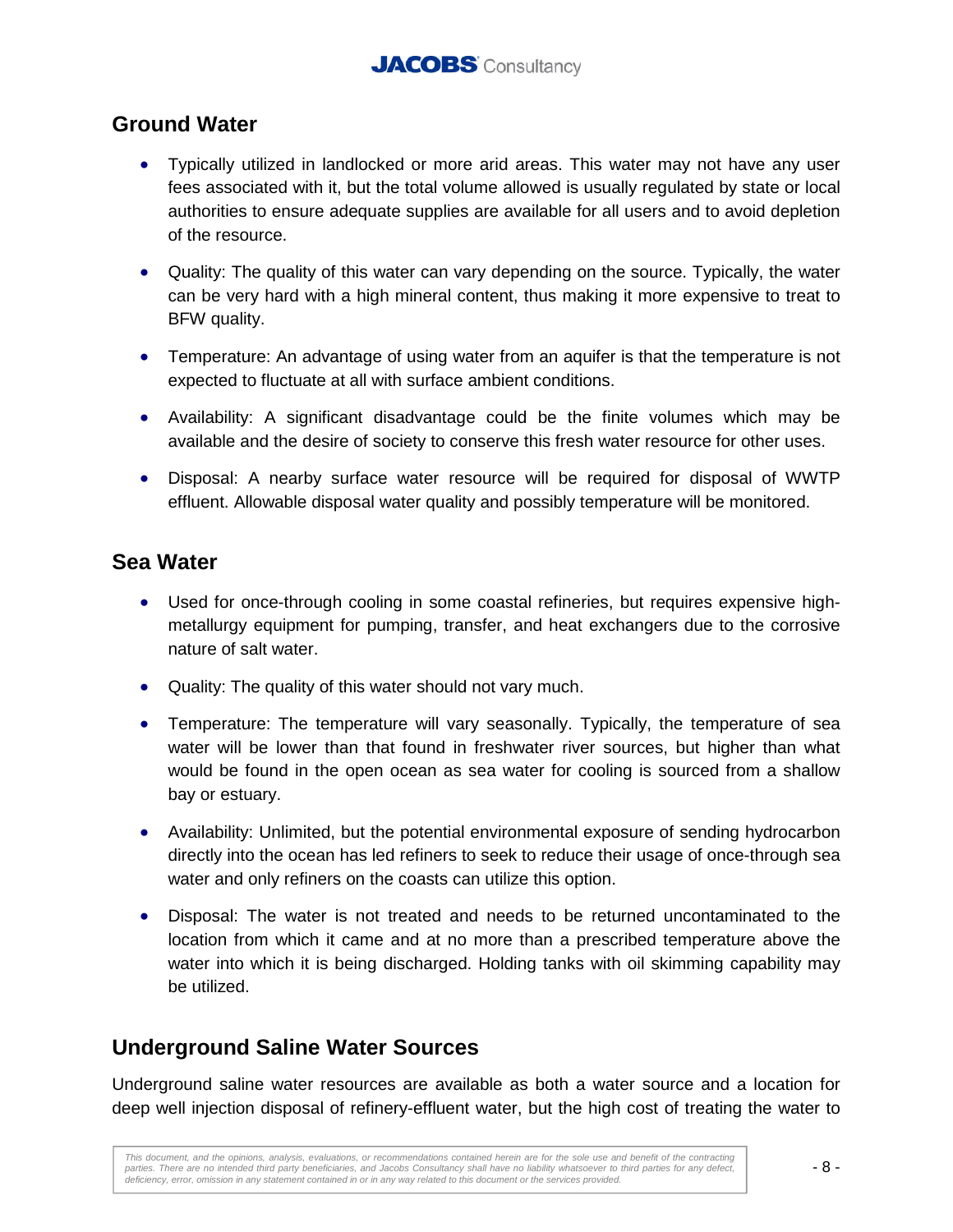## Ground Water

- Typically utilized in landlocked or more arid areas. This water may not have any user fees associated with it, but the total volume allowed is usually regulated by state or local authorities to ensure adequate supplies are available for all users and to avoid depletion of the resource.
- Quality: The quality of this water can vary depending on the source. Typically, the water can be very hard with a high mineral content, thus making it more expensive to treat to BFW quality.
- Temperature: An advantage of using water from an aquifer is that the temperature is not expected to fluctuate at all with surface ambient conditions.
- Availability: A significant disadvantage could be the finite volumes which may be available and the desire of society to conserve this fresh water resource for other uses.
- Disposal: A nearby surface water resource will be required for disposal of WWTP effluent. Allowable disposal water quality and possibly temperature will be monitored.

## Sea Water

- Used for once-through cooling in some coastal refineries, but requires expensive high-metallurgy equipment for pumping, transfer, and heat exchangers due to the corrosive nature of salt water.
- Quality: The quality of this water should not vary much.
- Temperature: The temperature will vary seasonally. Typically, the temperature of sea water will be lower than that found in freshwater river sources, but higher than what would be found in the open ocean as sea water for cooling is sourced from a shallow bay or estuary.
- Availability: Unlimited, but the potential environmental exposure of sending hydrocarbon directly into the ocean has led refiners to seek to reduce their usage of once-through sea water and only refiners on the coasts can utilize this option.
- Disposal: The water is not treated and needs to be returned uncontaminated to the location from which it came and at no more than a prescribed temperature above the water into which it is being discharged. Holding tanks with oil skimming capability may be utilized.

## Underground Saline Water Sources

Underground saline water resources are available as both a water source and a location for deep well injection disposal of refinery-effluent water, but the high cost of treating the water to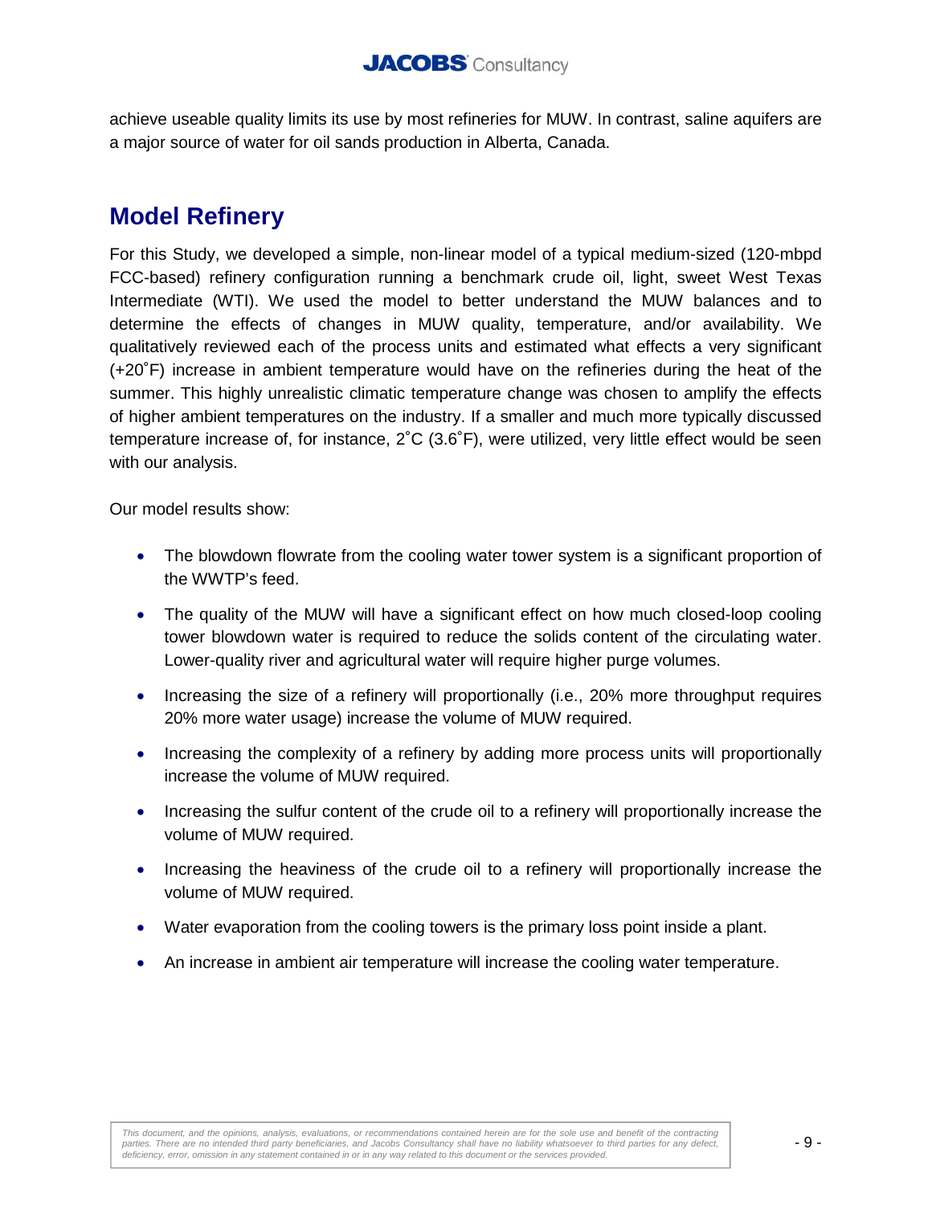achieve useable quality limits its use by most refineries for MUW. In contrast, saline aquifers are a major source of water for oil sands production in Alberta, Canada.

## Model Refinery

For this Study, we developed a simple, non-linear model of a typical medium-sized (120-mbpd FCC-based) refinery configuration running a benchmark crude oil, light, sweet West Texas Intermediate (WTI). We used the model to better understand the MUW balances and to determine the effects of changes in MUW quality, temperature, and/or availability. We qualitatively reviewed each of the process units and estimated what effects a very significant (+20˚F) increase in ambient temperature would have on the refineries during the heat of the summer. This highly unrealistic climatic temperature change was chosen to amplify the effects of higher ambient temperatures on the industry. If a smaller and much more typically discussed temperature increase of, for instance, 2˚C (3.6˚F), were utilized, very little effect would be seen with our analysis.

Our model results show:

- The blowdown flowrate from the cooling water tower system is a significant proportion of the WWTP's feed.
- The quality of the MUW will have a significant effect on how much closed-loop cooling tower blowdown water is required to reduce the solids content of the circulating water. Lower-quality river and agricultural water will require higher purge volumes.
- Increasing the size of a refinery will proportionally (i.e., 20% more throughput requires 20% more water usage) increase the volume of MUW required.
- Increasing the complexity of a refinery by adding more process units will proportionally increase the volume of MUW required.
- Increasing the sulfur content of the crude oil to a refinery will proportionally increase the volume of MUW required.
- Increasing the heaviness of the crude oil to a refinery will proportionally increase the volume of MUW required.
- Water evaporation from the cooling towers is the primary loss point inside a plant.
- An increase in ambient air temperature will increase the cooling water temperature.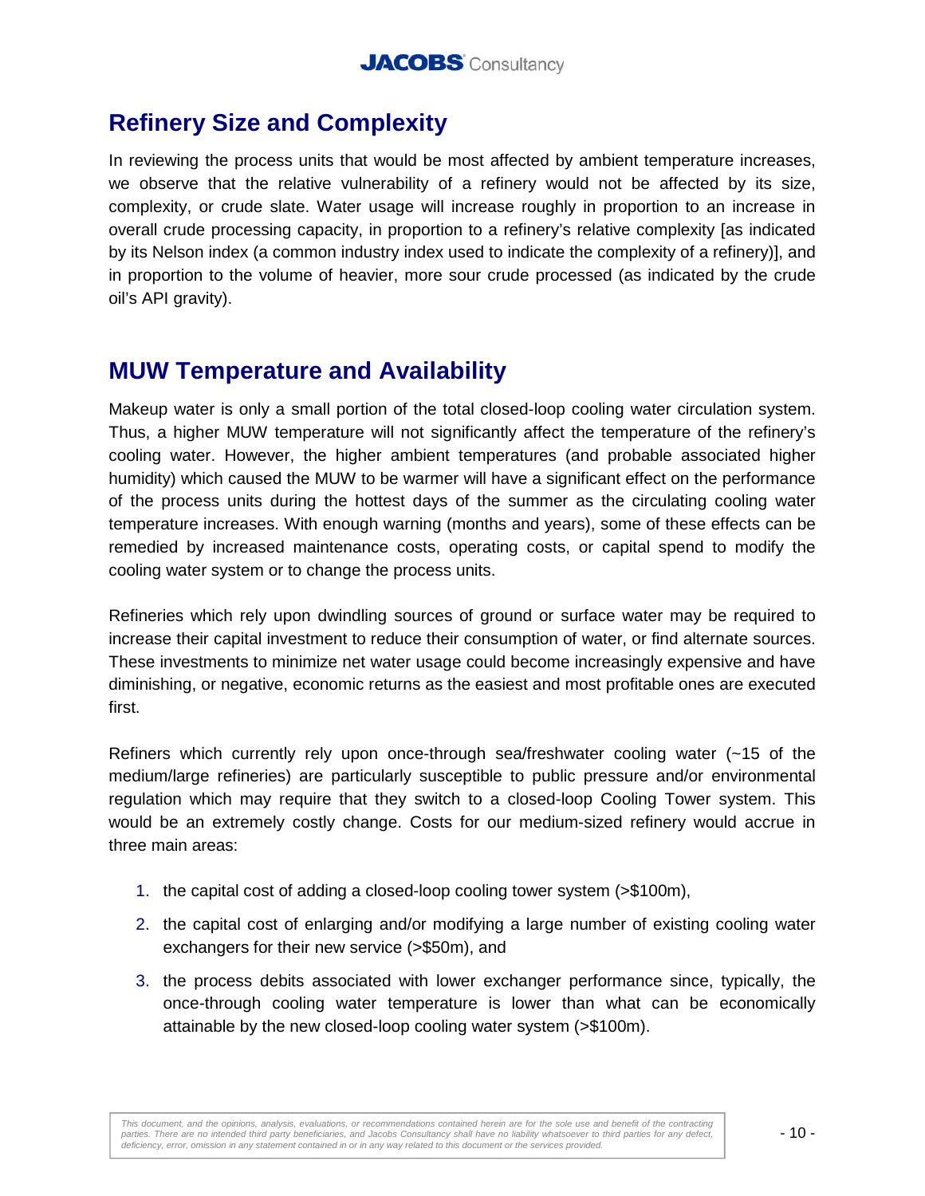## Refinery Size and Complexity

In reviewing the process units that would be most affected by ambient temperature increases, we observe that the relative vulnerability of a refinery would not be affected by its size, complexity, or crude slate. Water usage will increase roughly in proportion to an increase in overall crude processing capacity, in proportion to a refinery's relative complexity [as indicated by its Nelson index (a common industry index used to indicate the complexity of a refinery)], and in proportion to the volume of heavier, more sour crude processed (as indicated by the crude oil's API gravity).

## MUW Temperature and Availability

Makeup water is only a small portion of the total closed-loop cooling water circulation system. Thus, a higher MUW temperature will not significantly affect the temperature of the refinery's cooling water. However, the higher ambient temperatures (and probable associated higher humidity) which caused the MUW to be warmer will have a significant effect on the performance of the process units during the hottest days of the summer as the circulating cooling water temperature increases. With enough warning (months and years), some of these effects can be remedied by increased maintenance costs, operating costs, or capital spend to modify the cooling water system or to change the process units.

Refineries which rely upon dwindling sources of ground or surface water may be required to increase their capital investment to reduce their consumption of water, or find alternate sources. These investments to minimize net water usage could become increasingly expensive and have diminishing, or negative, economic returns as the easiest and most profitable ones are executed first.

Refiners which currently rely upon once-through sea/freshwater cooling water (~15 of the medium/large refineries) are particularly susceptible to public pressure and/or environmental regulation which may require that they switch to a closed-loop Cooling Tower system. This would be an extremely costly change. Costs for our medium-sized refinery would accrue in three main areas:

1. the capital cost of adding a closed-loop cooling tower system (>$100m),
2. the capital cost of enlarging and/or modifying a large number of existing cooling water exchangers for their new service (>$50m), and
3. the process debits associated with lower exchanger performance since, typically, the once-through cooling water temperature is lower than what can be economically attainable by the new closed-loop cooling water system (>$100m).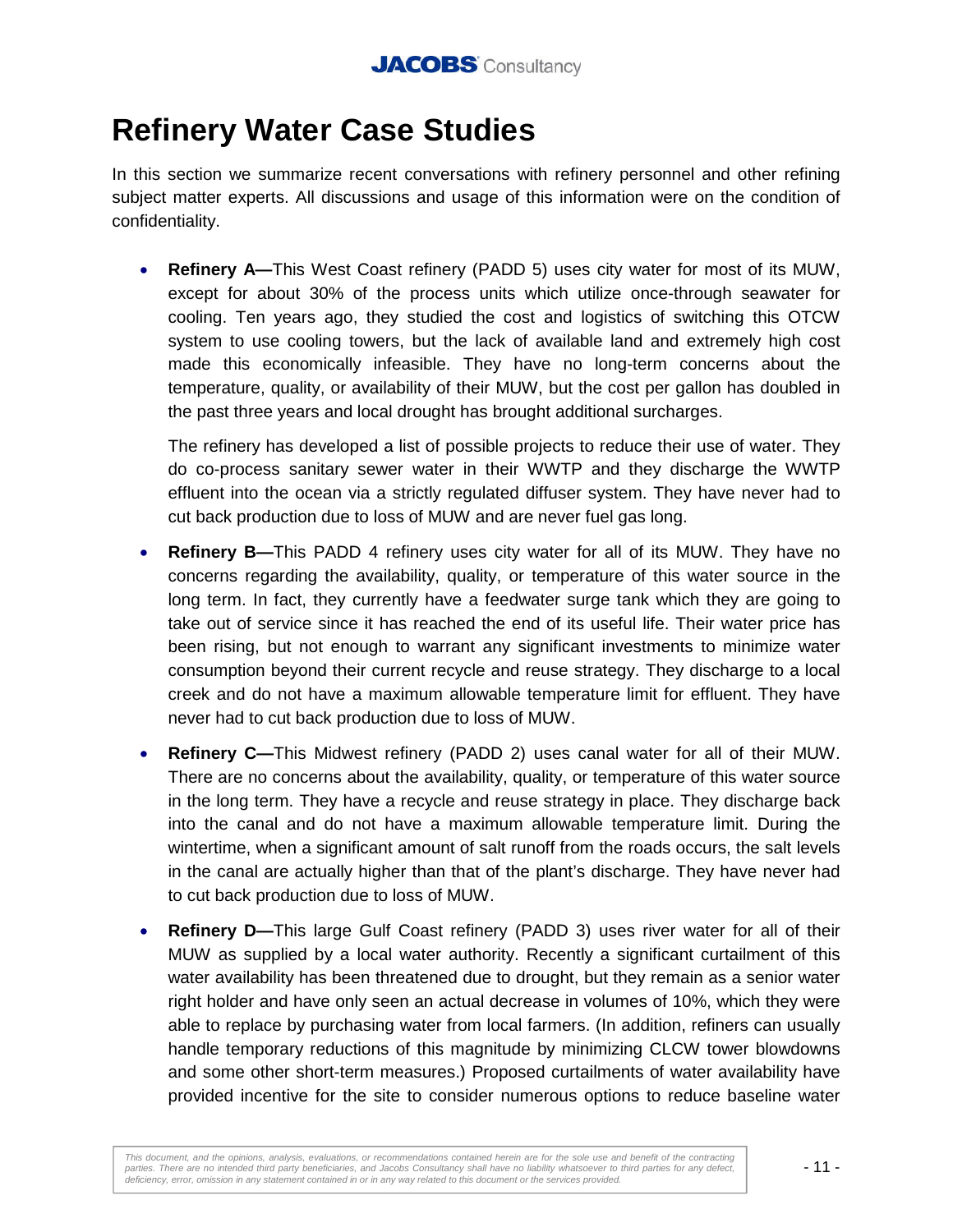# Refinery Water Case Studies

In this section we summarize recent conversations with refinery personnel and other refining subject matter experts. All discussions and usage of this information were on the condition of confidentiality.

- **Refinery A—**This West Coast refinery (PADD 5) uses city water for most of its MUW, except for about 30% of the process units which utilize once-through seawater for cooling. Ten years ago, they studied the cost and logistics of switching this OTCW system to use cooling towers, but the lack of available land and extremely high cost made this economically infeasible. They have no long-term concerns about the temperature, quality, or availability of their MUW, but the cost per gallon has doubled in the past three years and local drought has brought additional surcharges.

  The refinery has developed a list of possible projects to reduce their use of water. They do co-process sanitary sewer water in their WWTP and they discharge the WWTP effluent into the ocean via a strictly regulated diffuser system. They have never had to cut back production due to loss of MUW and are never fuel gas long.

- **Refinery B—**This PADD 4 refinery uses city water for all of its MUW. They have no concerns regarding the availability, quality, or temperature of this water source in the long term. In fact, they currently have a feedwater surge tank which they are going to take out of service since it has reached the end of its useful life. Their water price has been rising, but not enough to warrant any significant investments to minimize water consumption beyond their current recycle and reuse strategy. They discharge to a local creek and do not have a maximum allowable temperature limit for effluent. They have never had to cut back production due to loss of MUW.

- **Refinery C—**This Midwest refinery (PADD 2) uses canal water for all of their MUW. There are no concerns about the availability, quality, or temperature of this water source in the long term. They have a recycle and reuse strategy in place. They discharge back into the canal and do not have a maximum allowable temperature limit. During the wintertime, when a significant amount of salt runoff from the roads occurs, the salt levels in the canal are actually higher than that of the plant's discharge. They have never had to cut back production due to loss of MUW.

- **Refinery D—**This large Gulf Coast refinery (PADD 3) uses river water for all of their MUW as supplied by a local water authority. Recently a significant curtailment of this water availability has been threatened due to drought, but they remain as a senior water right holder and have only seen an actual decrease in volumes of 10%, which they were able to replace by purchasing water from local farmers. (In addition, refiners can usually handle temporary reductions of this magnitude by minimizing CLCW tower blowdowns and some other short-term measures.) Proposed curtailments of water availability have provided incentive for the site to consider numerous options to reduce baseline water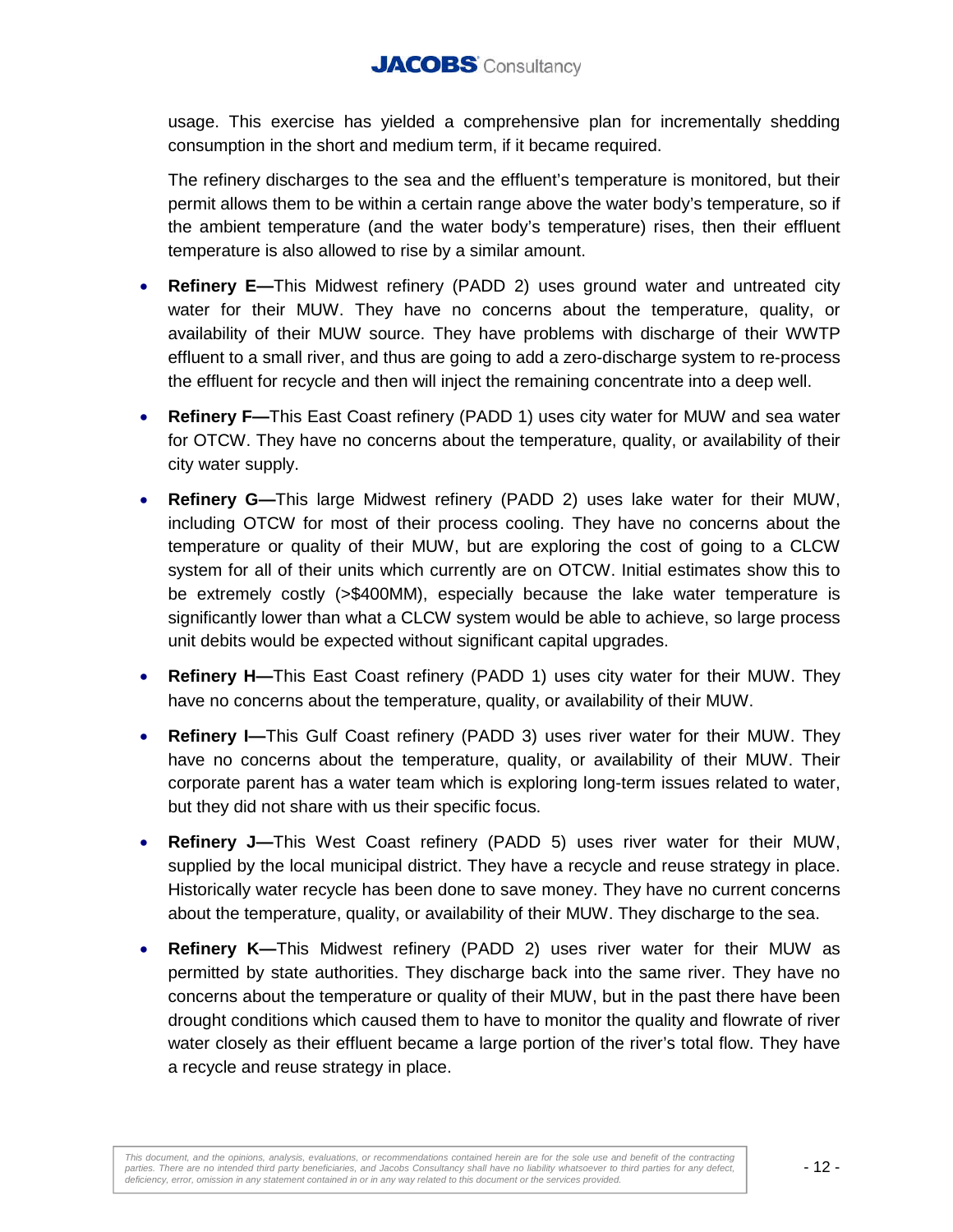usage. This exercise has yielded a comprehensive plan for incrementally shedding consumption in the short and medium term, if it became required.

The refinery discharges to the sea and the effluent's temperature is monitored, but their permit allows them to be within a certain range above the water body's temperature, so if the ambient temperature (and the water body's temperature) rises, then their effluent temperature is also allowed to rise by a similar amount.

- **Refinery E—**This Midwest refinery (PADD 2) uses ground water and untreated city water for their MUW. They have no concerns about the temperature, quality, or availability of their MUW source. They have problems with discharge of their WWTP effluent to a small river, and thus are going to add a zero-discharge system to re-process the effluent for recycle and then will inject the remaining concentrate into a deep well.

- **Refinery F—**This East Coast refinery (PADD 1) uses city water for MUW and sea water for OTCW. They have no concerns about the temperature, quality, or availability of their city water supply.

- **Refinery G—**This large Midwest refinery (PADD 2) uses lake water for their MUW, including OTCW for most of their process cooling. They have no concerns about the temperature or quality of their MUW, but are exploring the cost of going to a CLCW system for all of their units which currently are on OTCW. Initial estimates show this to be extremely costly (>$400MM), especially because the lake water temperature is significantly lower than what a CLCW system would be able to achieve, so large process unit debits would be expected without significant capital upgrades.

- **Refinery H—**This East Coast refinery (PADD 1) uses city water for their MUW. They have no concerns about the temperature, quality, or availability of their MUW.

- **Refinery I—**This Gulf Coast refinery (PADD 3) uses river water for their MUW. They have no concerns about the temperature, quality, or availability of their MUW. Their corporate parent has a water team which is exploring long-term issues related to water, but they did not share with us their specific focus.

- **Refinery J—**This West Coast refinery (PADD 5) uses river water for their MUW, supplied by the local municipal district. They have a recycle and reuse strategy in place. Historically water recycle has been done to save money. They have no current concerns about the temperature, quality, or availability of their MUW. They discharge to the sea.

- **Refinery K—**This Midwest refinery (PADD 2) uses river water for their MUW as permitted by state authorities. They discharge back into the same river. They have no concerns about the temperature or quality of their MUW, but in the past there have been drought conditions which caused them to have to monitor the quality and flowrate of river water closely as their effluent became a large portion of the river's total flow. They have a recycle and reuse strategy in place.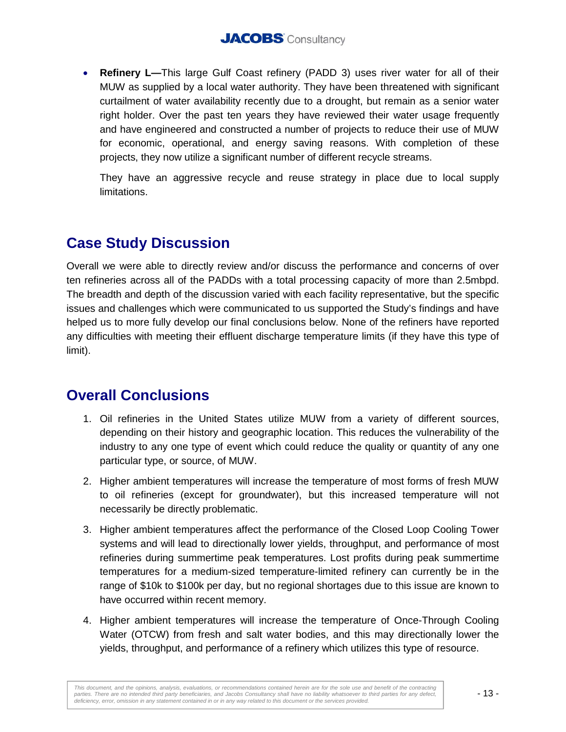- **Refinery L—**This large Gulf Coast refinery (PADD 3) uses river water for all of their MUW as supplied by a local water authority. They have been threatened with significant curtailment of water availability recently due to a drought, but remain as a senior water right holder. Over the past ten years they have reviewed their water usage frequently and have engineered and constructed a number of projects to reduce their use of MUW for economic, operational, and energy saving reasons. With completion of these projects, they now utilize a significant number of different recycle streams.

  They have an aggressive recycle and reuse strategy in place due to local supply limitations.

## Case Study Discussion

Overall we were able to directly review and/or discuss the performance and concerns of over ten refineries across all of the PADDs with a total processing capacity of more than 2.5mbpd. The breadth and depth of the discussion varied with each facility representative, but the specific issues and challenges which were communicated to us supported the Study's findings and have helped us to more fully develop our final conclusions below. None of the refiners have reported any difficulties with meeting their effluent discharge temperature limits (if they have this type of limit).

## Overall Conclusions

1. Oil refineries in the United States utilize MUW from a variety of different sources, depending on their history and geographic location. This reduces the vulnerability of the industry to any one type of event which could reduce the quality or quantity of any one particular type, or source, of MUW.
2. Higher ambient temperatures will increase the temperature of most forms of fresh MUW to oil refineries (except for groundwater), but this increased temperature will not necessarily be directly problematic.
3. Higher ambient temperatures affect the performance of the Closed Loop Cooling Tower systems and will lead to directionally lower yields, throughput, and performance of most refineries during summertime peak temperatures. Lost profits during peak summertime temperatures for a medium-sized temperature-limited refinery can currently be in the range of $10k to $100k per day, but no regional shortages due to this issue are known to have occurred within recent memory.
4. Higher ambient temperatures will increase the temperature of Once-Through Cooling Water (OTCW) from fresh and salt water bodies, and this may directionally lower the yields, throughput, and performance of a refinery which utilizes this type of resource.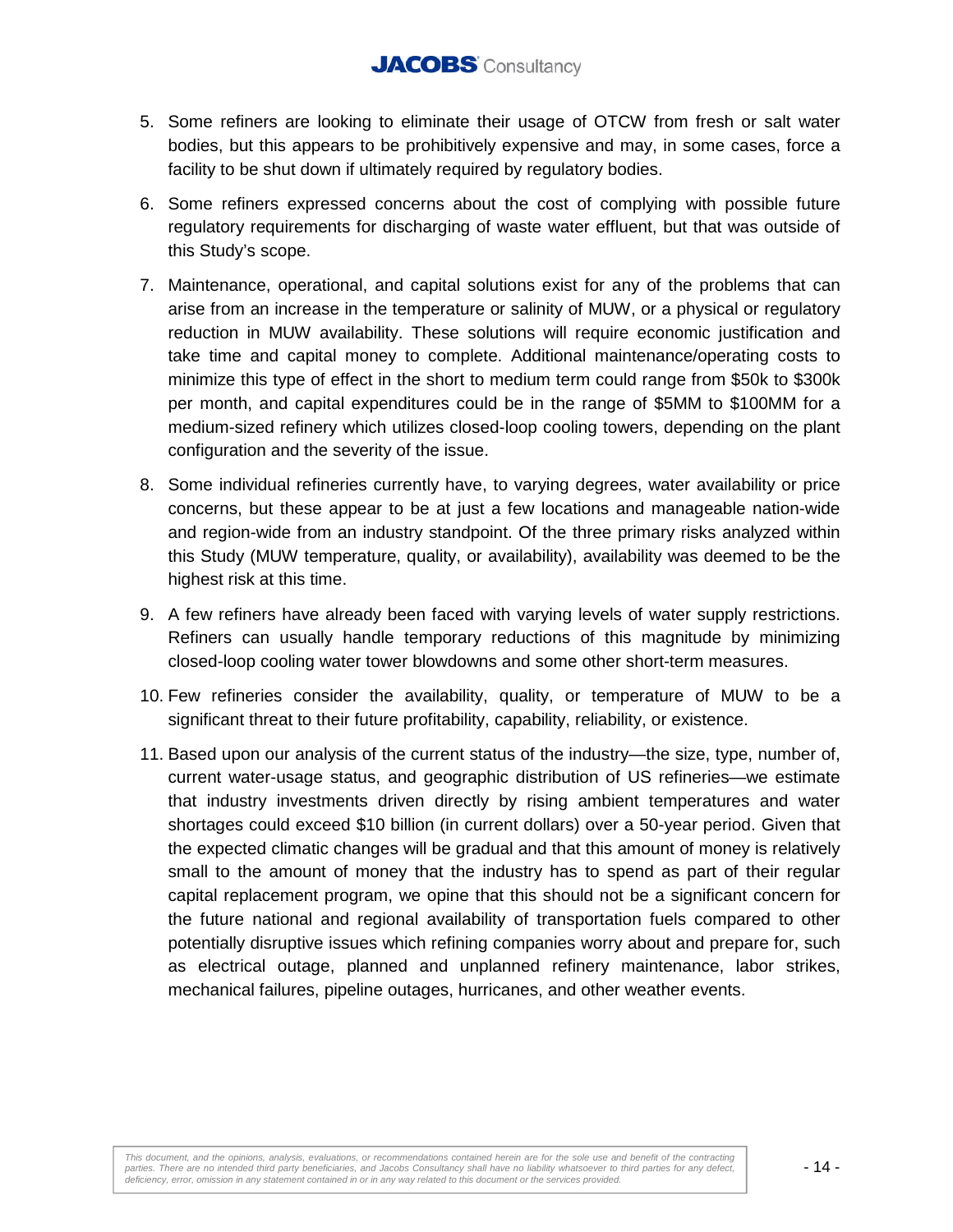5. Some refiners are looking to eliminate their usage of OTCW from fresh or salt water bodies, but this appears to be prohibitively expensive and may, in some cases, force a facility to be shut down if ultimately required by regulatory bodies.
6. Some refiners expressed concerns about the cost of complying with possible future regulatory requirements for discharging of waste water effluent, but that was outside of this Study's scope.
7. Maintenance, operational, and capital solutions exist for any of the problems that can arise from an increase in the temperature or salinity of MUW, or a physical or regulatory reduction in MUW availability. These solutions will require economic justification and take time and capital money to complete. Additional maintenance/operating costs to minimize this type of effect in the short to medium term could range from $50k to $300k per month, and capital expenditures could be in the range of $5MM to $100MM for a medium-sized refinery which utilizes closed-loop cooling towers, depending on the plant configuration and the severity of the issue.
8. Some individual refineries currently have, to varying degrees, water availability or price concerns, but these appear to be at just a few locations and manageable nation-wide and region-wide from an industry standpoint. Of the three primary risks analyzed within this Study (MUW temperature, quality, or availability), availability was deemed to be the highest risk at this time.
9. A few refiners have already been faced with varying levels of water supply restrictions. Refiners can usually handle temporary reductions of this magnitude by minimizing closed-loop cooling water tower blowdowns and some other short-term measures.
10. Few refineries consider the availability, quality, or temperature of MUW to be a significant threat to their future profitability, capability, reliability, or existence.
11. Based upon our analysis of the current status of the industry—the size, type, number of, current water-usage status, and geographic distribution of US refineries—we estimate that industry investments driven directly by rising ambient temperatures and water shortages could exceed $10 billion (in current dollars) over a 50-year period. Given that the expected climatic changes will be gradual and that this amount of money is relatively small to the amount of money that the industry has to spend as part of their regular capital replacement program, we opine that this should not be a significant concern for the future national and regional availability of transportation fuels compared to other potentially disruptive issues which refining companies worry about and prepare for, such as electrical outage, planned and unplanned refinery maintenance, labor strikes, mechanical failures, pipeline outages, hurricanes, and other weather events.